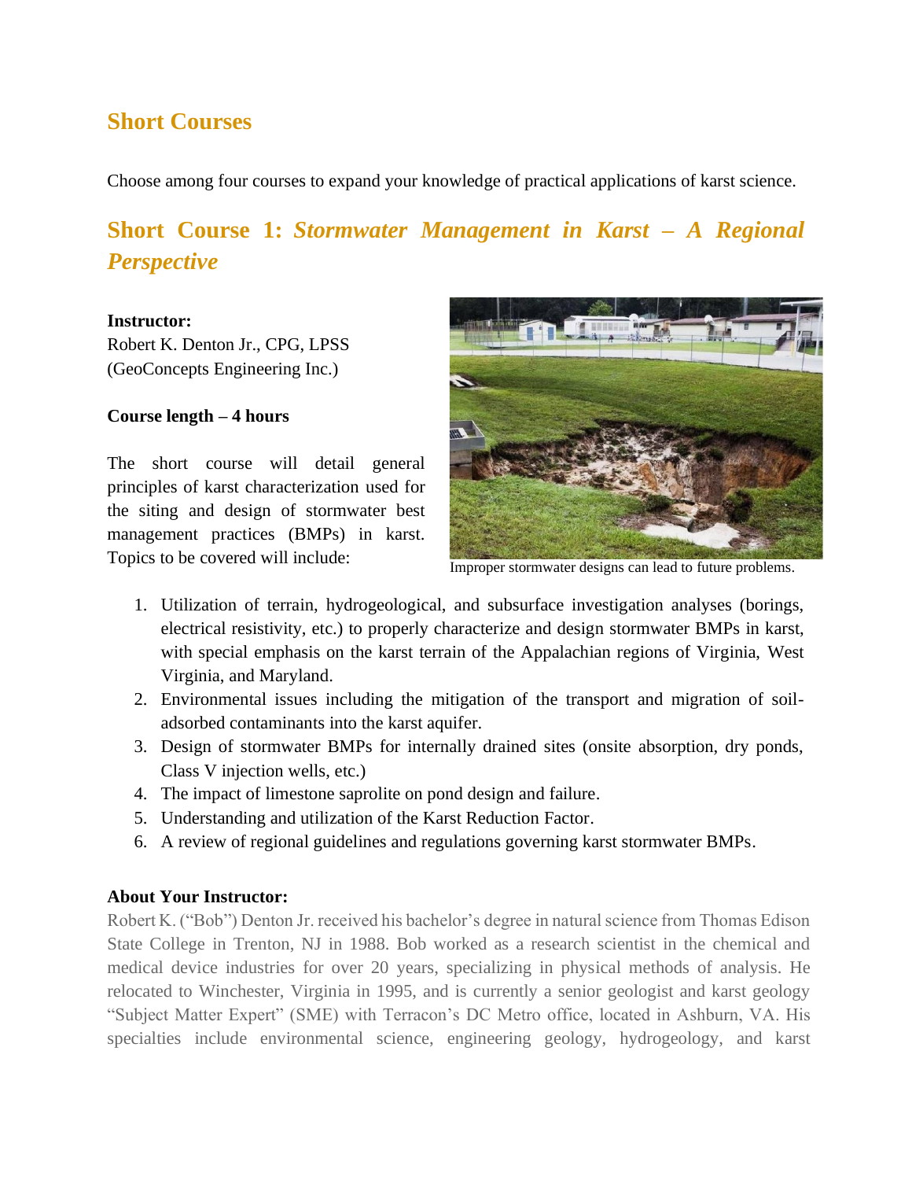## Short Courses

Choose among four courses to expand your knowledge of practical applications of karst science.

## Short Course 1: *Stormwater Management in Karst – A Regional Perspective*

**Instructor:**
Robert K. Denton Jr., CPG, LPSS
(GeoConcepts Engineering Inc.)

**Course length – 4 hours**

The short course will detail general principles of karst characterization used for the siting and design of stormwater best management practices (BMPs) in karst. Topics to be covered will include:

Improper stormwater designs can lead to future problems.

1. Utilization of terrain, hydrogeological, and subsurface investigation analyses (borings, electrical resistivity, etc.) to properly characterize and design stormwater BMPs in karst, with special emphasis on the karst terrain of the Appalachian regions of Virginia, West Virginia, and Maryland.
2. Environmental issues including the mitigation of the transport and migration of soil-adsorbed contaminants into the karst aquifer.
3. Design of stormwater BMPs for internally drained sites (onsite absorption, dry ponds, Class V injection wells, etc.)
4. The impact of limestone saprolite on pond design and failure.
5. Understanding and utilization of the Karst Reduction Factor.
6. A review of regional guidelines and regulations governing karst stormwater BMPs.

**About Your Instructor:**
Robert K. ("Bob") Denton Jr. received his bachelor's degree in natural science from Thomas Edison State College in Trenton, NJ in 1988. Bob worked as a research scientist in the chemical and medical device industries for over 20 years, specializing in physical methods of analysis. He relocated to Winchester, Virginia in 1995, and is currently a senior geologist and karst geology "Subject Matter Expert" (SME) with Terracon's DC Metro office, located in Ashburn, VA. His specialties include environmental science, engineering geology, hydrogeology, and karst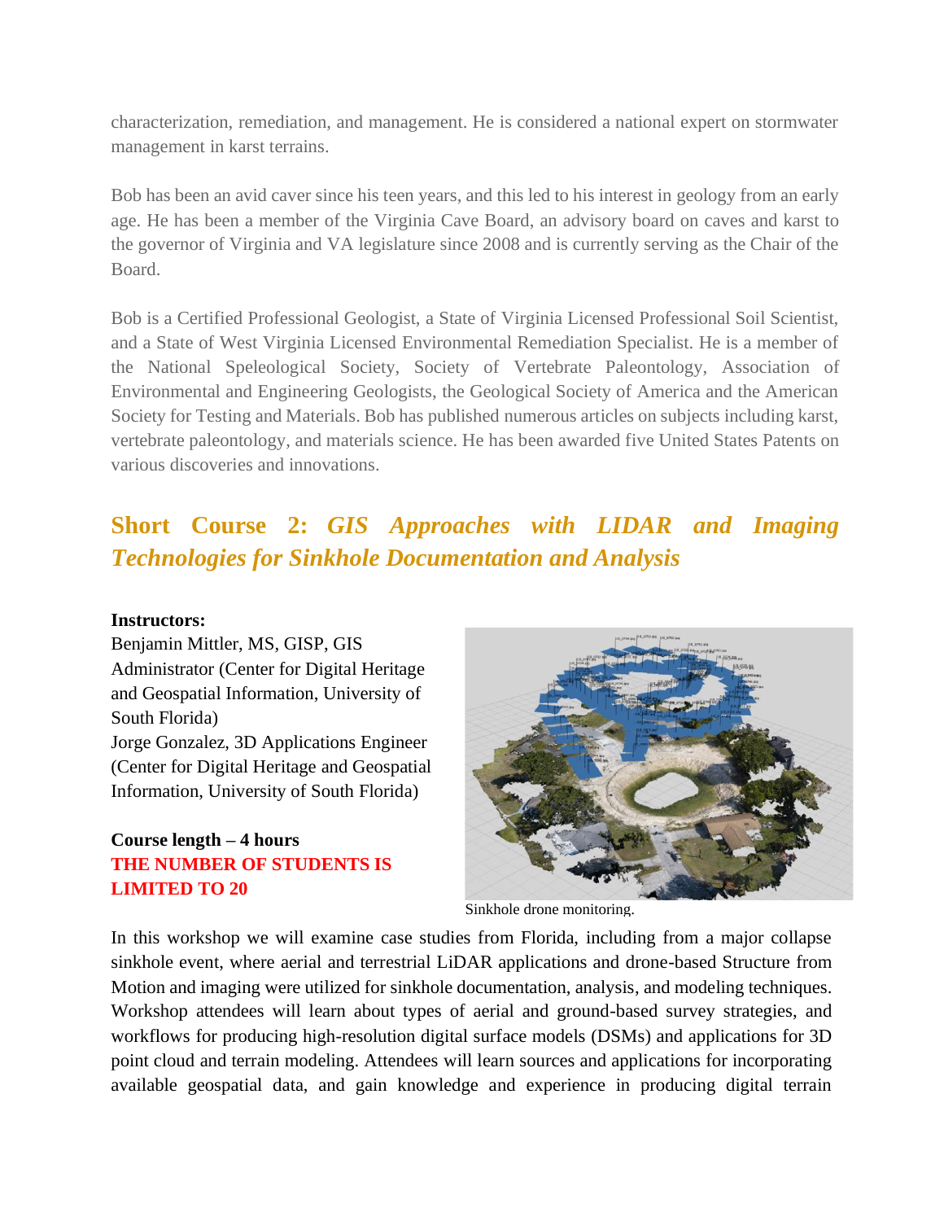characterization, remediation, and management. He is considered a national expert on stormwater management in karst terrains.

Bob has been an avid caver since his teen years, and this led to his interest in geology from an early age. He has been a member of the Virginia Cave Board, an advisory board on caves and karst to the governor of Virginia and VA legislature since 2008 and is currently serving as the Chair of the Board.

Bob is a Certified Professional Geologist, a State of Virginia Licensed Professional Soil Scientist, and a State of West Virginia Licensed Environmental Remediation Specialist. He is a member of the National Speleological Society, Society of Vertebrate Paleontology, Association of Environmental and Engineering Geologists, the Geological Society of America and the American Society for Testing and Materials. Bob has published numerous articles on subjects including karst, vertebrate paleontology, and materials science. He has been awarded five United States Patents on various discoveries and innovations.

## Short Course 2: *GIS Approaches with LIDAR and Imaging Technologies for Sinkhole Documentation and Analysis*

**Instructors:**
Benjamin Mittler, MS, GISP, GIS Administrator (Center for Digital Heritage and Geospatial Information, University of South Florida)
Jorge Gonzalez, 3D Applications Engineer (Center for Digital Heritage and Geospatial Information, University of South Florida)

**Course length – 4 hours**
**THE NUMBER OF STUDENTS IS LIMITED TO 20**

Sinkhole drone monitoring.

In this workshop we will examine case studies from Florida, including from a major collapse sinkhole event, where aerial and terrestrial LiDAR applications and drone-based Structure from Motion and imaging were utilized for sinkhole documentation, analysis, and modeling techniques. Workshop attendees will learn about types of aerial and ground-based survey strategies, and workflows for producing high-resolution digital surface models (DSMs) and applications for 3D point cloud and terrain modeling. Attendees will learn sources and applications for incorporating available geospatial data, and gain knowledge and experience in producing digital terrain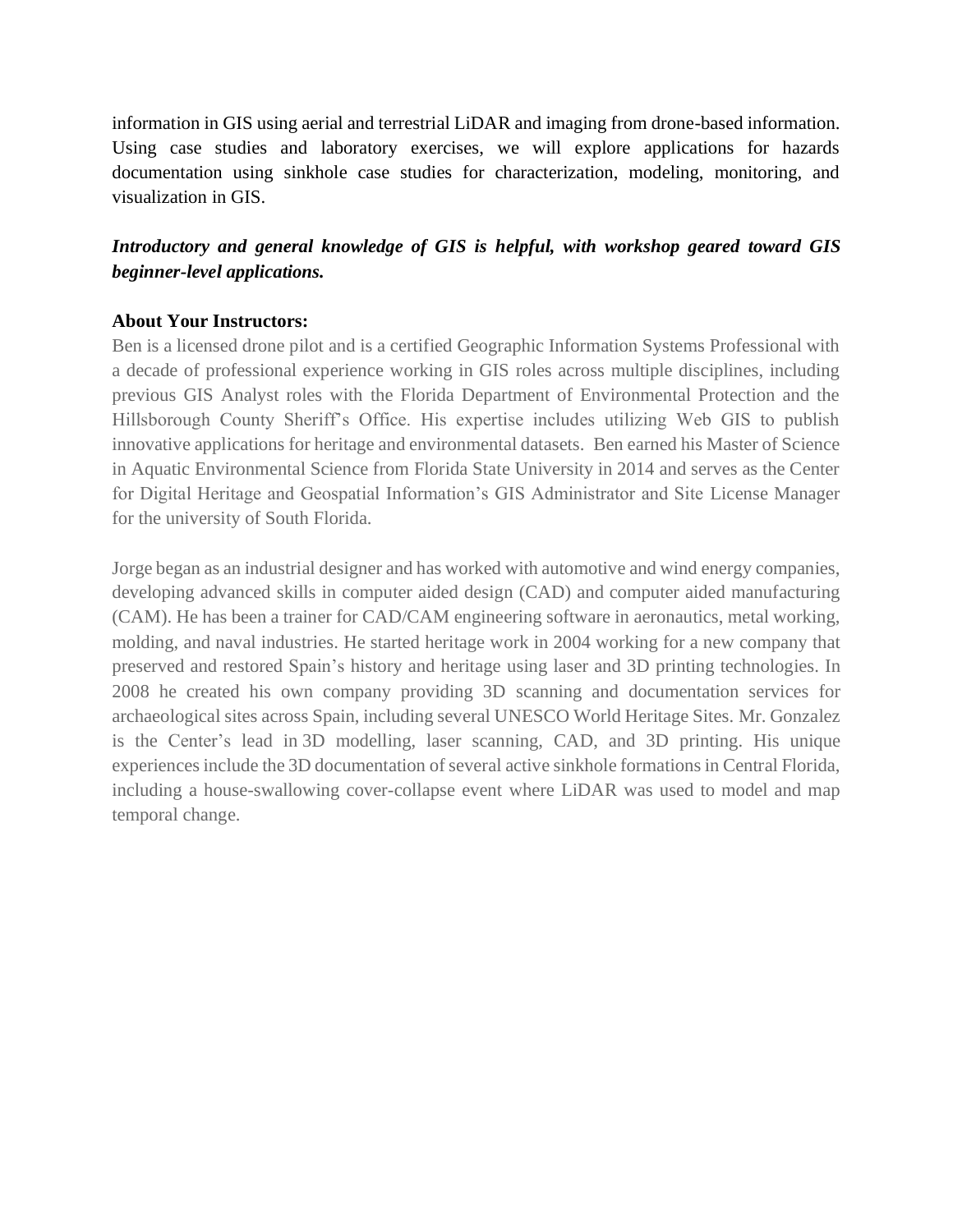information in GIS using aerial and terrestrial LiDAR and imaging from drone-based information. Using case studies and laboratory exercises, we will explore applications for hazards documentation using sinkhole case studies for characterization, modeling, monitoring, and visualization in GIS.

***Introductory and general knowledge of GIS is helpful, with workshop geared toward GIS beginner-level applications.***

**About Your Instructors:**

Ben is a licensed drone pilot and is a certified Geographic Information Systems Professional with a decade of professional experience working in GIS roles across multiple disciplines, including previous GIS Analyst roles with the Florida Department of Environmental Protection and the Hillsborough County Sheriff's Office. His expertise includes utilizing Web GIS to publish innovative applications for heritage and environmental datasets. Ben earned his Master of Science in Aquatic Environmental Science from Florida State University in 2014 and serves as the Center for Digital Heritage and Geospatial Information's GIS Administrator and Site License Manager for the university of South Florida.

Jorge began as an industrial designer and has worked with automotive and wind energy companies, developing advanced skills in computer aided design (CAD) and computer aided manufacturing (CAM). He has been a trainer for CAD/CAM engineering software in aeronautics, metal working, molding, and naval industries. He started heritage work in 2004 working for a new company that preserved and restored Spain's history and heritage using laser and 3D printing technologies. In 2008 he created his own company providing 3D scanning and documentation services for archaeological sites across Spain, including several UNESCO World Heritage Sites. Mr. Gonzalez is the Center's lead in 3D modelling, laser scanning, CAD, and 3D printing. His unique experiences include the 3D documentation of several active sinkhole formations in Central Florida, including a house-swallowing cover-collapse event where LiDAR was used to model and map temporal change.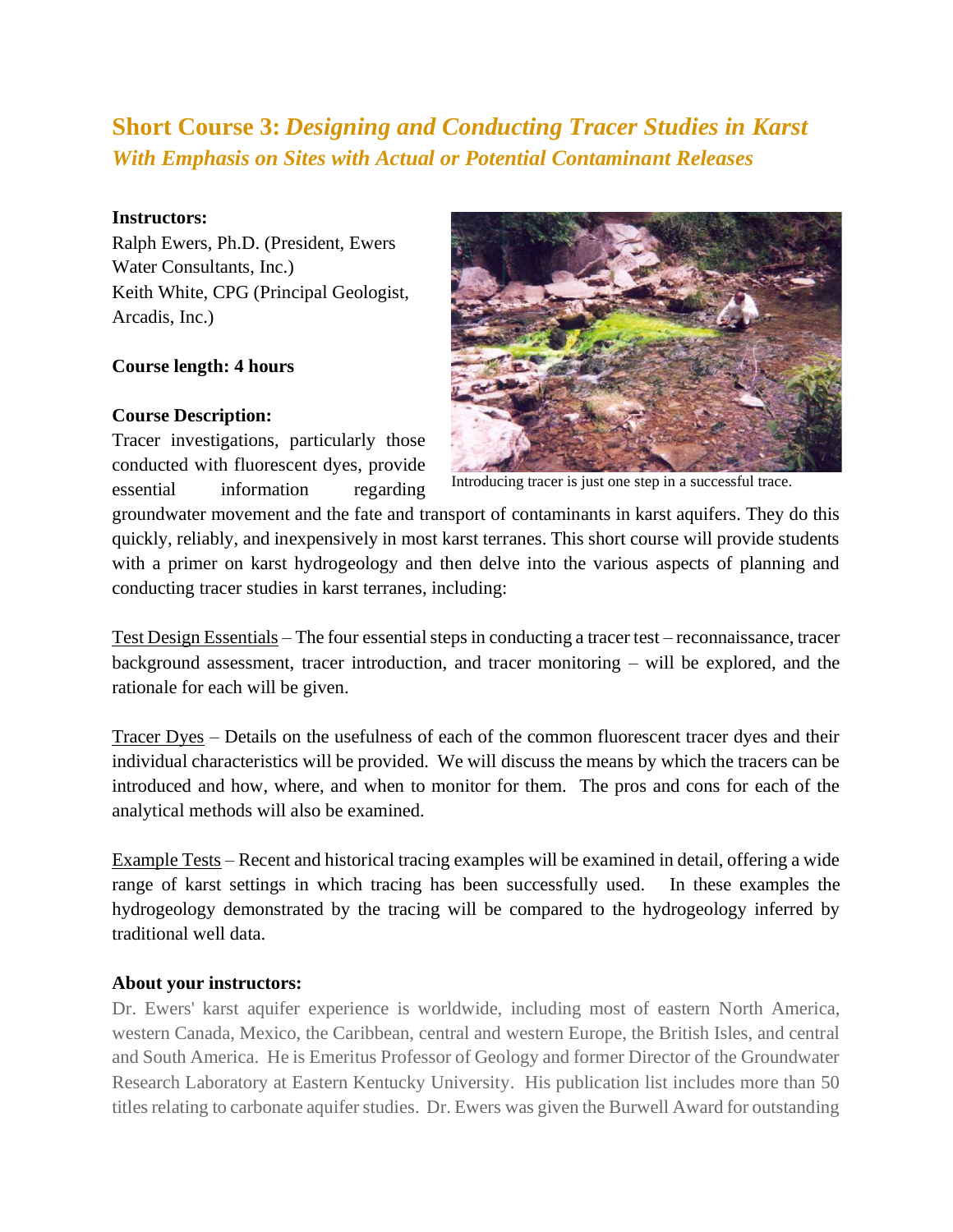# Short Course 3: *Designing and Conducting Tracer Studies in Karst*
## *With Emphasis on Sites with Actual or Potential Contaminant Releases*

**Instructors:**
Ralph Ewers, Ph.D. (President, Ewers Water Consultants, Inc.)
Keith White, CPG (Principal Geologist, Arcadis, Inc.)

**Course length: 4 hours**

**Course Description:**
Tracer investigations, particularly those conducted with fluorescent dyes, provide essential information regarding groundwater movement and the fate and transport of contaminants in karst aquifers. They do this quickly, reliably, and inexpensively in most karst terranes. This short course will provide students with a primer on karst hydrogeology and then delve into the various aspects of planning and conducting tracer studies in karst terranes, including:

Introducing tracer is just one step in a successful trace.

Test Design Essentials – The four essential steps in conducting a tracer test – reconnaissance, tracer background assessment, tracer introduction, and tracer monitoring – will be explored, and the rationale for each will be given.

Tracer Dyes – Details on the usefulness of each of the common fluorescent tracer dyes and their individual characteristics will be provided. We will discuss the means by which the tracers can be introduced and how, where, and when to monitor for them. The pros and cons for each of the analytical methods will also be examined.

Example Tests – Recent and historical tracing examples will be examined in detail, offering a wide range of karst settings in which tracing has been successfully used. In these examples the hydrogeology demonstrated by the tracing will be compared to the hydrogeology inferred by traditional well data.

**About your instructors:**
Dr. Ewers' karst aquifer experience is worldwide, including most of eastern North America, western Canada, Mexico, the Caribbean, central and western Europe, the British Isles, and central and South America. He is Emeritus Professor of Geology and former Director of the Groundwater Research Laboratory at Eastern Kentucky University. His publication list includes more than 50 titles relating to carbonate aquifer studies. Dr. Ewers was given the Burwell Award for outstanding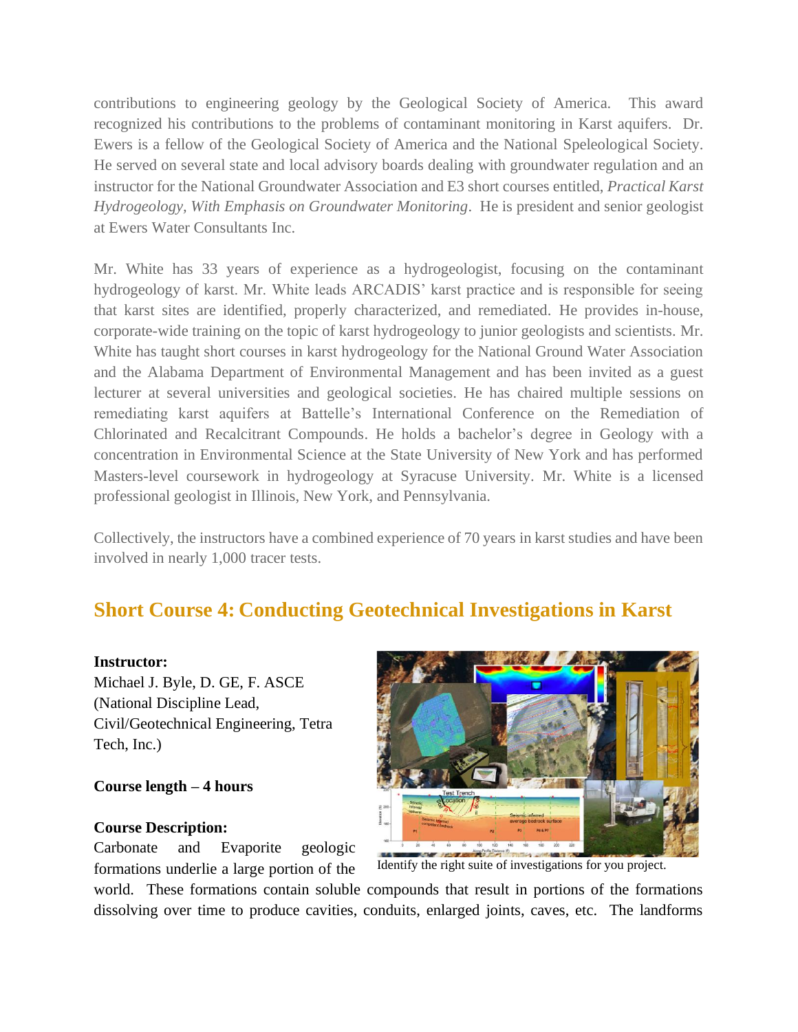contributions to engineering geology by the Geological Society of America. This award recognized his contributions to the problems of contaminant monitoring in Karst aquifers. Dr. Ewers is a fellow of the Geological Society of America and the National Speleological Society. He served on several state and local advisory boards dealing with groundwater regulation and an instructor for the National Groundwater Association and E3 short courses entitled, *Practical Karst Hydrogeology, With Emphasis on Groundwater Monitoring*. He is president and senior geologist at Ewers Water Consultants Inc.

Mr. White has 33 years of experience as a hydrogeologist, focusing on the contaminant hydrogeology of karst. Mr. White leads ARCADIS' karst practice and is responsible for seeing that karst sites are identified, properly characterized, and remediated. He provides in-house, corporate-wide training on the topic of karst hydrogeology to junior geologists and scientists. Mr. White has taught short courses in karst hydrogeology for the National Ground Water Association and the Alabama Department of Environmental Management and has been invited as a guest lecturer at several universities and geological societies. He has chaired multiple sessions on remediating karst aquifers at Battelle's International Conference on the Remediation of Chlorinated and Recalcitrant Compounds. He holds a bachelor's degree in Geology with a concentration in Environmental Science at the State University of New York and has performed Masters-level coursework in hydrogeology at Syracuse University. Mr. White is a licensed professional geologist in Illinois, New York, and Pennsylvania.

Collectively, the instructors have a combined experience of 70 years in karst studies and have been involved in nearly 1,000 tracer tests.

## Short Course 4: Conducting Geotechnical Investigations in Karst

**Instructor:**
Michael J. Byle, D. GE, F. ASCE
(National Discipline Lead, Civil/Geotechnical Engineering, Tetra Tech, Inc.)

**Course length – 4 hours**

Identify the right suite of investigations for you project.

**Course Description:**
Carbonate and Evaporite geologic formations underlie a large portion of the world. These formations contain soluble compounds that result in portions of the formations dissolving over time to produce cavities, conduits, enlarged joints, caves, etc. The landforms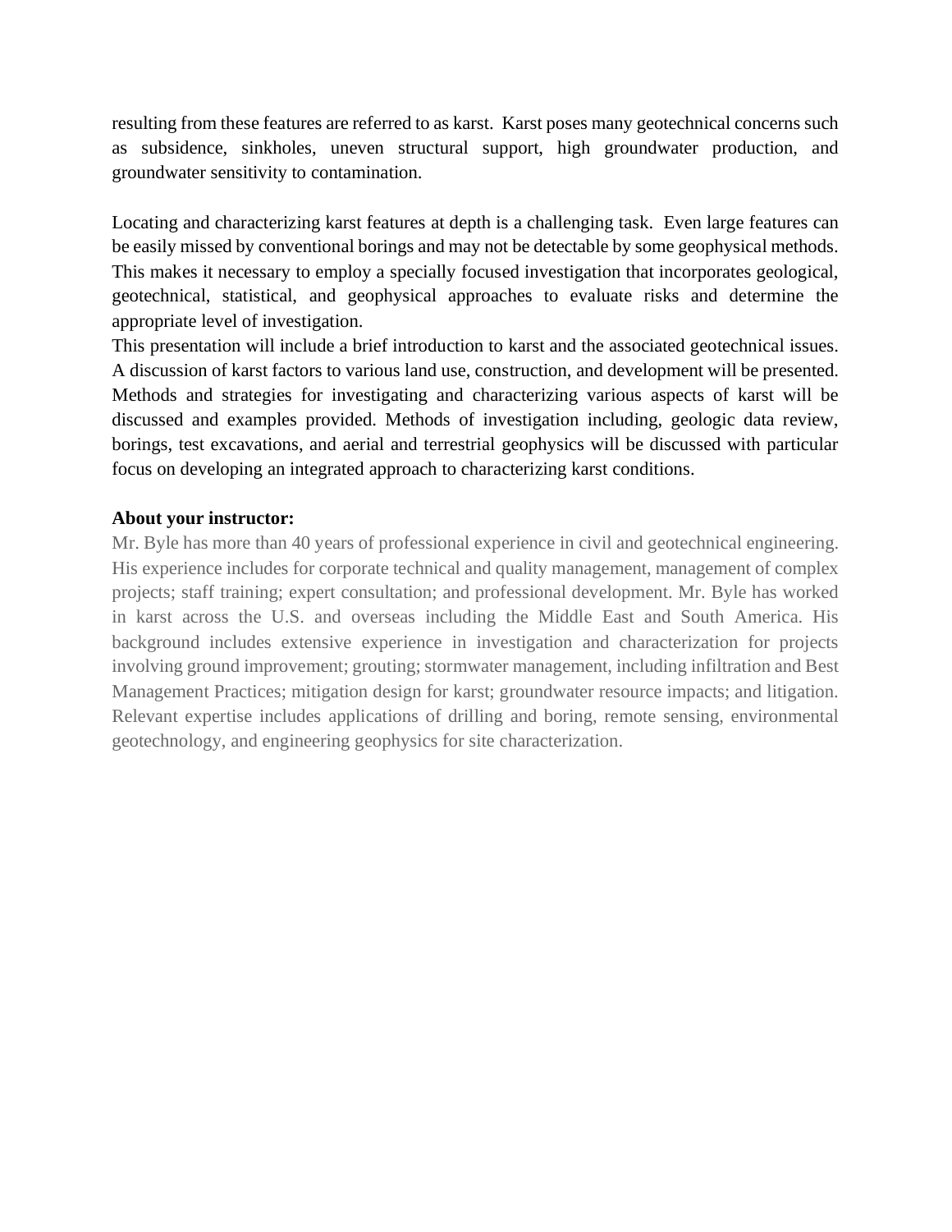resulting from these features are referred to as karst. Karst poses many geotechnical concerns such as subsidence, sinkholes, uneven structural support, high groundwater production, and groundwater sensitivity to contamination.

Locating and characterizing karst features at depth is a challenging task. Even large features can be easily missed by conventional borings and may not be detectable by some geophysical methods. This makes it necessary to employ a specially focused investigation that incorporates geological, geotechnical, statistical, and geophysical approaches to evaluate risks and determine the appropriate level of investigation.

This presentation will include a brief introduction to karst and the associated geotechnical issues. A discussion of karst factors to various land use, construction, and development will be presented. Methods and strategies for investigating and characterizing various aspects of karst will be discussed and examples provided. Methods of investigation including, geologic data review, borings, test excavations, and aerial and terrestrial geophysics will be discussed with particular focus on developing an integrated approach to characterizing karst conditions.

**About your instructor:**

Mr. Byle has more than 40 years of professional experience in civil and geotechnical engineering. His experience includes for corporate technical and quality management, management of complex projects; staff training; expert consultation; and professional development. Mr. Byle has worked in karst across the U.S. and overseas including the Middle East and South America. His background includes extensive experience in investigation and characterization for projects involving ground improvement; grouting; stormwater management, including infiltration and Best Management Practices; mitigation design for karst; groundwater resource impacts; and litigation. Relevant expertise includes applications of drilling and boring, remote sensing, environmental geotechnology, and engineering geophysics for site characterization.